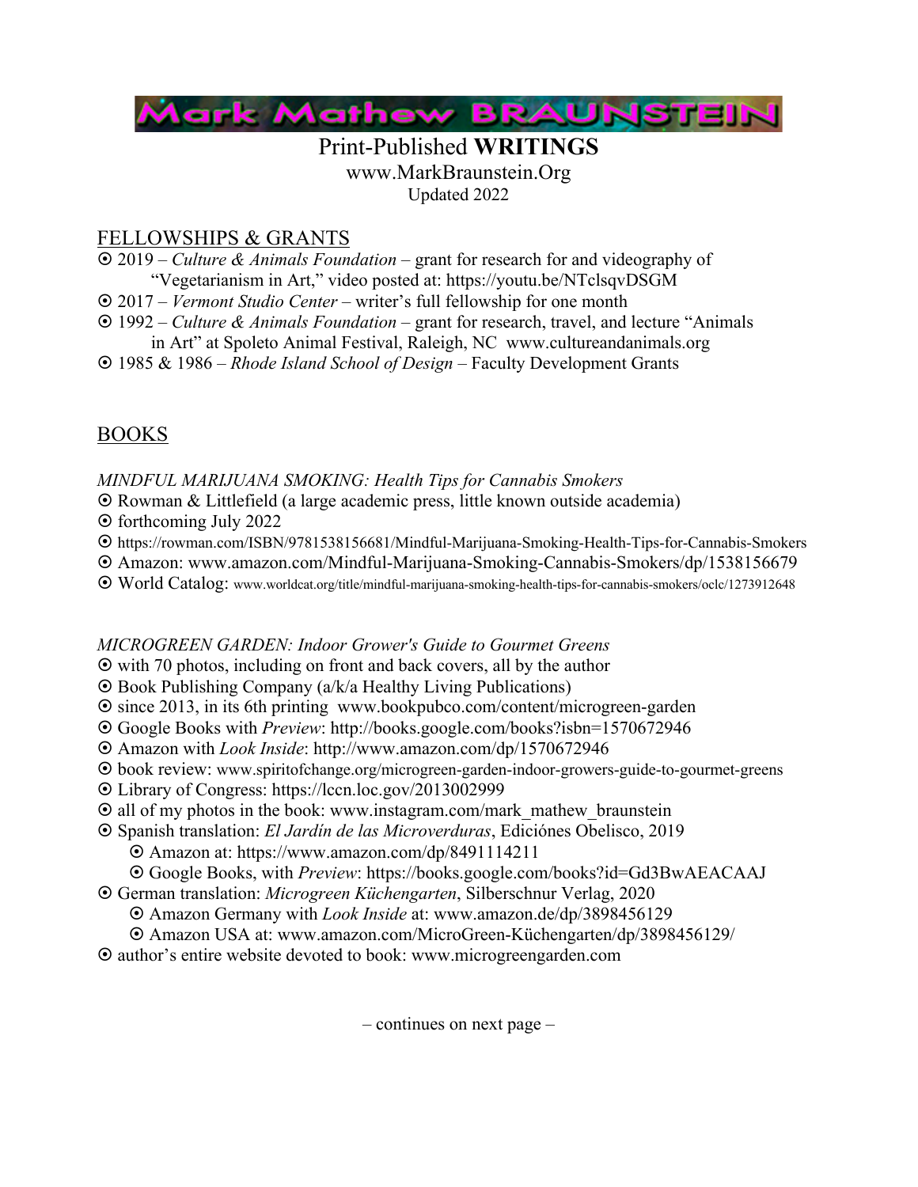# Mark Mathew BRAUNSTEIN

## Print-Published **WRITINGS**

www.MarkBraunstein.Org

Updated 2022

## FELLOWSHIPS & GRANTS

- 2019 – *Culture & Animals Foundation* – grant for research for and videography of "Vegetarianism in Art," video posted at: https://youtu.be/NTclsqvDSGM
- 2017 – *Vermont Studio Center* – writer's full fellowship for one month
- 1992 – *Culture & Animals Foundation* – grant for research, travel, and lecture "Animals in Art" at Spoleto Animal Festival, Raleigh, NC www.cultureandanimals.org
- 1985 & 1986 – *Rhode Island School of Design* – Faculty Development Grants

## BOOKS

*MINDFUL MARIJUANA SMOKING: Health Tips for Cannabis Smokers*

- Rowman & Littlefield (a large academic press, little known outside academia)
- forthcoming July 2022
- https://rowman.com/ISBN/9781538156681/Mindful-Marijuana-Smoking-Health-Tips-for-Cannabis-Smokers
- Amazon: www.amazon.com/Mindful-Marijuana-Smoking-Cannabis-Smokers/dp/1538156679
- World Catalog: www.worldcat.org/title/mindful-marijuana-smoking-health-tips-for-cannabis-smokers/oclc/1273912648

*MICROGREEN GARDEN: Indoor Grower's Guide to Gourmet Greens*

- with 70 photos, including on front and back covers, all by the author
- Book Publishing Company (a/k/a Healthy Living Publications)
- since 2013, in its 6th printing www.bookpubco.com/content/microgreen-garden
- Google Books with *Preview*: http://books.google.com/books?isbn=1570672946
- Amazon with *Look Inside*: http://www.amazon.com/dp/1570672946
- book review: www.spiritofchange.org/microgreen-garden-indoor-growers-guide-to-gourmet-greens
- Library of Congress: https://lccn.loc.gov/2013002999
- all of my photos in the book: www.instagram.com/mark_mathew_braunstein
- Spanish translation: *El Jardín de las Microverduras*, Ediciónes Obelisco, 2019
  - Amazon at: https://www.amazon.com/dp/8491114211
  - Google Books, with *Preview*: https://books.google.com/books?id=Gd3BwAEACAAJ
- German translation: *Microgreen Küchengarten*, Silberschnur Verlag, 2020
  - Amazon Germany with *Look Inside* at: www.amazon.de/dp/3898456129
  - Amazon USA at: www.amazon.com/MicroGreen-Küchengarten/dp/3898456129/
- author's entire website devoted to book: www.microgreengarden.com

– continues on next page –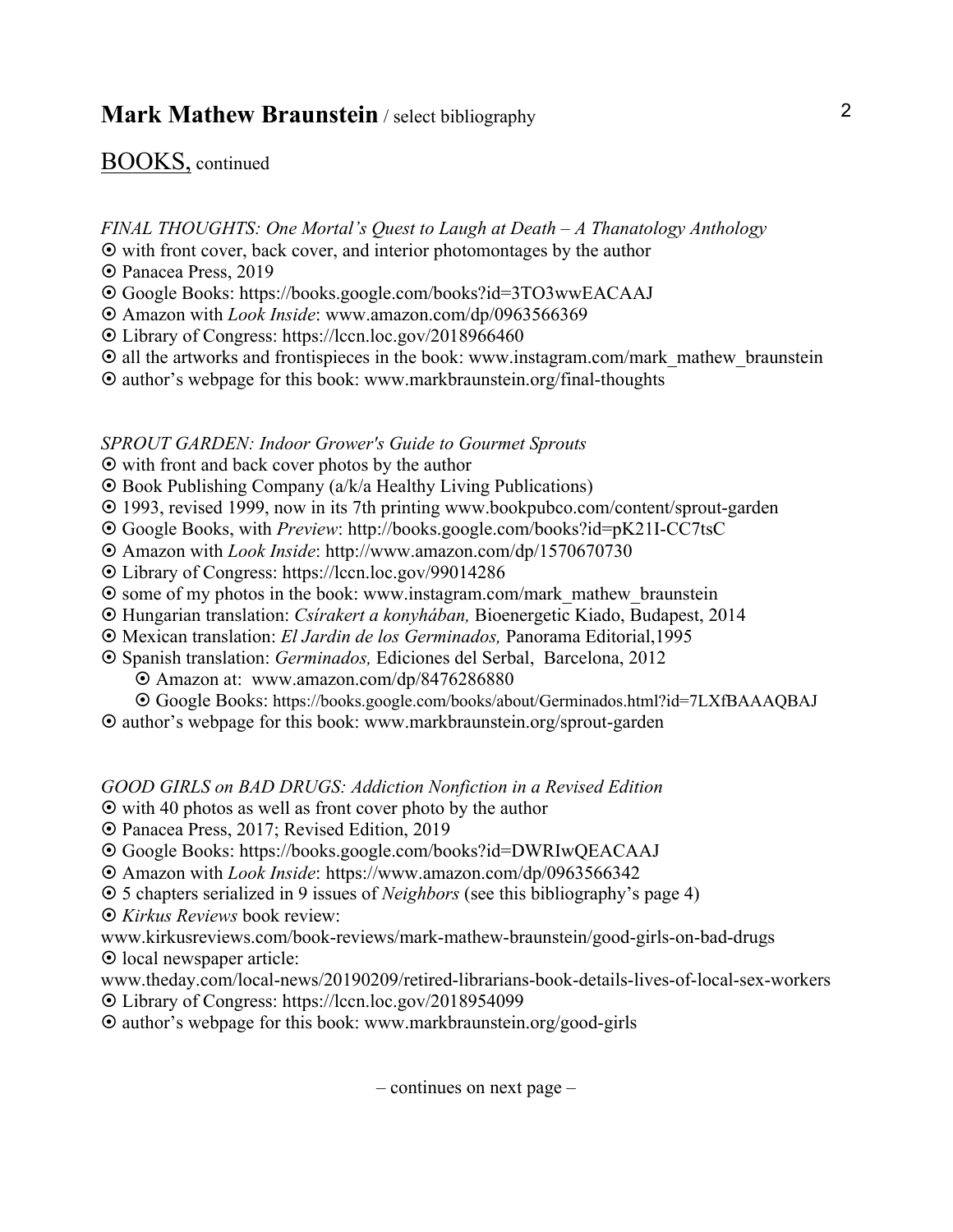# **Mark Mathew Braunstein** / select bibliography

## BOOKS, continued

*FINAL THOUGHTS: One Mortal's Quest to Laugh at Death – A Thanatology Anthology*

- with front cover, back cover, and interior photomontages by the author
- Panacea Press, 2019
- Google Books: https://books.google.com/books?id=3TO3wwEACAAJ
- Amazon with *Look Inside*: www.amazon.com/dp/0963566369
- Library of Congress: https://lccn.loc.gov/2018966460
- all the artworks and frontispieces in the book: www.instagram.com/mark_mathew_braunstein
- author's webpage for this book: www.markbraunstein.org/final-thoughts

*SPROUT GARDEN: Indoor Grower's Guide to Gourmet Sprouts*

- with front and back cover photos by the author
- Book Publishing Company (a/k/a Healthy Living Publications)
- 1993, revised 1999, now in its 7th printing www.bookpubco.com/content/sprout-garden
- Google Books, with *Preview*: http://books.google.com/books?id=pK21I-CC7tsC
- Amazon with *Look Inside*: http://www.amazon.com/dp/1570670730
- Library of Congress: https://lccn.loc.gov/99014286
- some of my photos in the book: www.instagram.com/mark_mathew_braunstein
- Hungarian translation: *Csírakert a konyhában,* Bioenergetic Kiado, Budapest, 2014
- Mexican translation: *El Jardin de los Germinados,* Panorama Editorial,1995
- Spanish translation: *Germinados,* Ediciones del Serbal, Barcelona, 2012
  - Amazon at: www.amazon.com/dp/8476286880
  - Google Books: https://books.google.com/books/about/Germinados.html?id=7LXfBAAAQBAJ
- author's webpage for this book: www.markbraunstein.org/sprout-garden

*GOOD GIRLS on BAD DRUGS: Addiction Nonfiction in a Revised Edition*

- with 40 photos as well as front cover photo by the author
- Panacea Press, 2017; Revised Edition, 2019
- Google Books: https://books.google.com/books?id=DWRIwQEACAAJ
- Amazon with *Look Inside*: https://www.amazon.com/dp/0963566342
- 5 chapters serialized in 9 issues of *Neighbors* (see this bibliography's page 4)
- *Kirkus Reviews* book review: www.kirkusreviews.com/book-reviews/mark-mathew-braunstein/good-girls-on-bad-drugs
- local newspaper article: www.theday.com/local-news/20190209/retired-librarians-book-details-lives-of-local-sex-workers
- Library of Congress: https://lccn.loc.gov/2018954099
- author's webpage for this book: www.markbraunstein.org/good-girls

– continues on next page –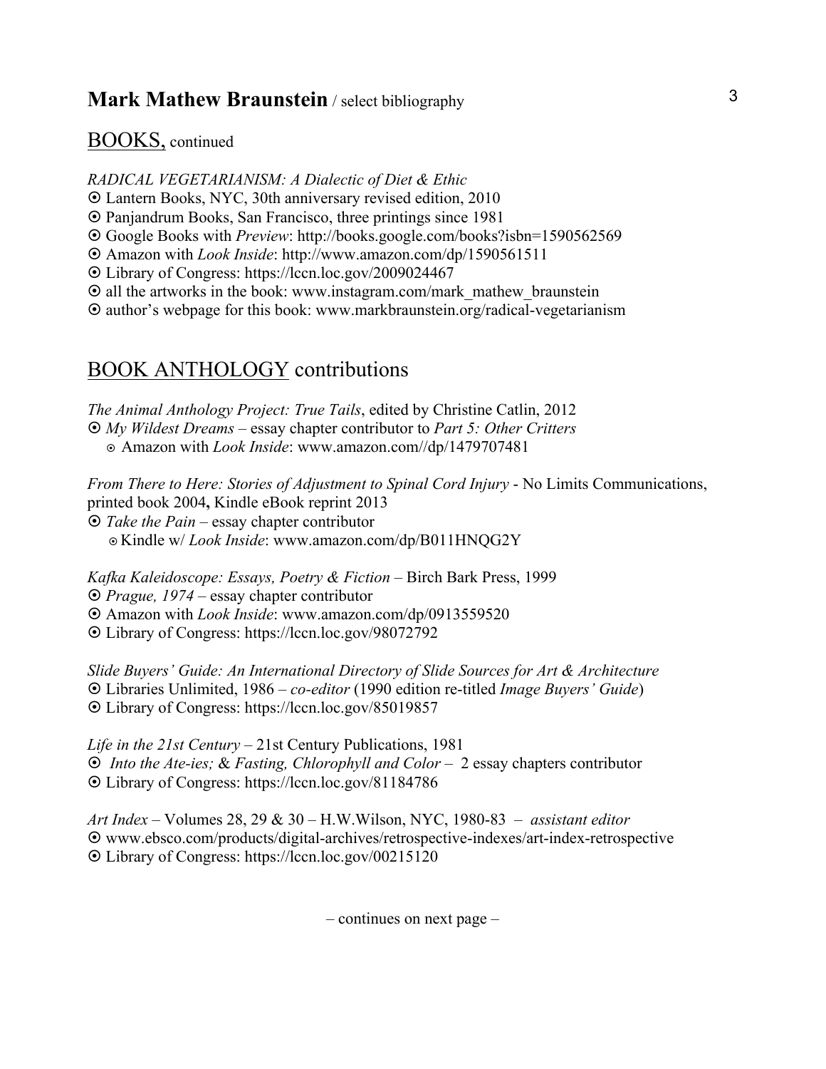# Mark Mathew Braunstein / select bibliography

## BOOKS, continued

*RADICAL VEGETARIANISM: A Dialectic of Diet & Ethic*

- Lantern Books, NYC, 30th anniversary revised edition, 2010
- Panjandrum Books, San Francisco, three printings since 1981
- Google Books with *Preview*: http://books.google.com/books?isbn=1590562569
- Amazon with *Look Inside*: http://www.amazon.com/dp/1590561511
- Library of Congress: https://lccn.loc.gov/2009024467
- all the artworks in the book: www.instagram.com/mark_mathew_braunstein
- author's webpage for this book: www.markbraunstein.org/radical-vegetarianism

## BOOK ANTHOLOGY contributions

*The Animal Anthology Project: True Tails*, edited by Christine Catlin, 2012

- *My Wildest Dreams* – essay chapter contributor to *Part 5: Other Critters*
  - Amazon with *Look Inside*: www.amazon.com//dp/1479707481

*From There to Here: Stories of Adjustment to Spinal Cord Injury* - No Limits Communications, printed book 2004**,** Kindle eBook reprint 2013

- *Take the Pain* – essay chapter contributor
  - Kindle w/ *Look Inside*: www.amazon.com/dp/B011HNQG2Y

*Kafka Kaleidoscope: Essays, Poetry & Fiction* – Birch Bark Press, 1999

- *Prague, 1974* – essay chapter contributor
- Amazon with *Look Inside*: www.amazon.com/dp/0913559520
- Library of Congress: https://lccn.loc.gov/98072792

*Slide Buyers' Guide: An International Directory of Slide Sources for Art & Architecture*

- Libraries Unlimited, 1986 – *co-editor* (1990 edition re-titled *Image Buyers' Guide*)
- Library of Congress: https://lccn.loc.gov/85019857

*Life in the 21st Century* – 21st Century Publications, 1981

- *Into the Ate-ies;* & *Fasting, Chlorophyll and Color* – 2 essay chapters contributor
- Library of Congress: https://lccn.loc.gov/81184786

*Art Index* – Volumes 28, 29 & 30 – H.W.Wilson, NYC, 1980-83 – *assistant editor*

- www.ebsco.com/products/digital-archives/retrospective-indexes/art-index-retrospective
- Library of Congress: https://lccn.loc.gov/00215120

– continues on next page –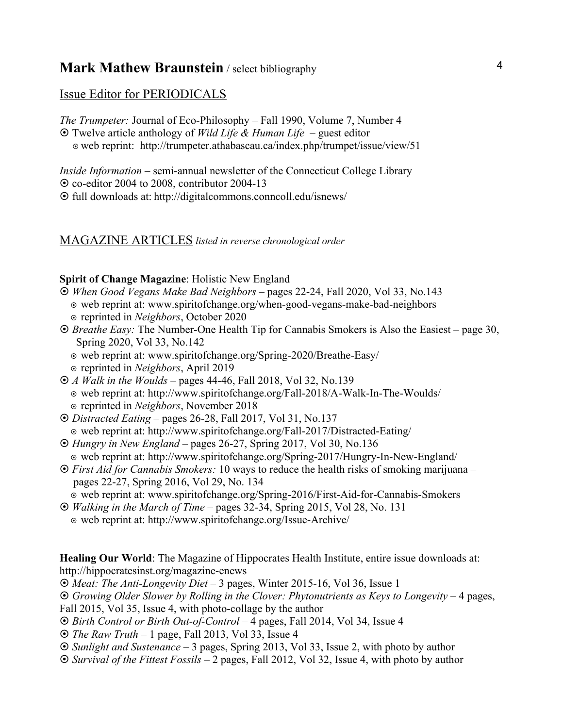**Mark Mathew Braunstein** / select bibliography

## Issue Editor for PERIODICALS

*The Trumpeter:* Journal of Eco-Philosophy – Fall 1990, Volume 7, Number 4

- Twelve article anthology of *Wild Life & Human Life* – guest editor
  - web reprint: http://trumpeter.athabascau.ca/index.php/trumpet/issue/view/51

*Inside Information* – semi-annual newsletter of the Connecticut College Library

- co-editor 2004 to 2008, contributor 2004-13
- full downloads at: http://digitalcommons.conncoll.edu/isnews/

## MAGAZINE ARTICLES *listed in reverse chronological order*

**Spirit of Change Magazine**: Holistic New England

- *When Good Vegans Make Bad Neighbors* – pages 22-24, Fall 2020, Vol 33, No.143
  - web reprint at: www.spiritofchange.org/when-good-vegans-make-bad-neighbors
  - reprinted in *Neighbors*, October 2020
- *Breathe Easy:* The Number-One Health Tip for Cannabis Smokers is Also the Easiest – page 30, Spring 2020, Vol 33, No.142
  - web reprint at: www.spiritofchange.org/Spring-2020/Breathe-Easy/
  - reprinted in *Neighbors*, April 2019
- *A Walk in the Woulds* – pages 44-46, Fall 2018, Vol 32, No.139
  - web reprint at: http://www.spiritofchange.org/Fall-2018/A-Walk-In-The-Woulds/
  - reprinted in *Neighbors*, November 2018
- *Distracted Eating* – pages 26-28, Fall 2017, Vol 31, No.137
  - web reprint at: http://www.spiritofchange.org/Fall-2017/Distracted-Eating/
- *Hungry in New England* – pages 26-27, Spring 2017, Vol 30, No.136
  - web reprint at: http://www.spiritofchange.org/Spring-2017/Hungry-In-New-England/
- *First Aid for Cannabis Smokers:* 10 ways to reduce the health risks of smoking marijuana – pages 22-27, Spring 2016, Vol 29, No. 134
  - web reprint at: www.spiritofchange.org/Spring-2016/First-Aid-for-Cannabis-Smokers
- *Walking in the March of Time* – pages 32-34, Spring 2015, Vol 28, No. 131
  - web reprint at: http://www.spiritofchange.org/Issue-Archive/

**Healing Our World**: The Magazine of Hippocrates Health Institute, entire issue downloads at: http://hippocratesinst.org/magazine-enews

- *Meat: The Anti-Longevity Diet* – 3 pages, Winter 2015-16, Vol 36, Issue 1
- *Growing Older Slower by Rolling in the Clover: Phytonutrients as Keys to Longevity* – 4 pages, Fall 2015, Vol 35, Issue 4, with photo-collage by the author
- *Birth Control or Birth Out-of-Control* – 4 pages, Fall 2014, Vol 34, Issue 4
- *The Raw Truth* – 1 page, Fall 2013, Vol 33, Issue 4
- *Sunlight and Sustenance* – 3 pages, Spring 2013, Vol 33, Issue 2, with photo by author
- *Survival of the Fittest Fossils* – 2 pages, Fall 2012, Vol 32, Issue 4, with photo by author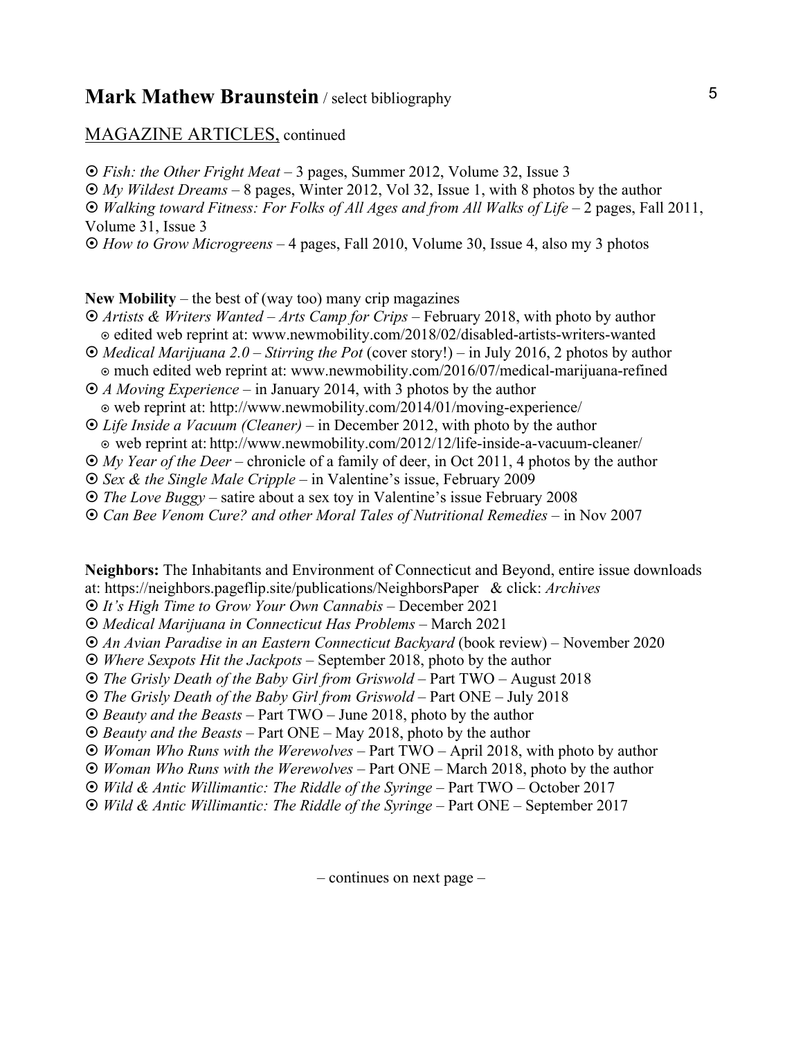## **Mark Mathew Braunstein** / select bibliography

MAGAZINE ARTICLES, continued

- *Fish: the Other Fright Meat* – 3 pages, Summer 2012, Volume 32, Issue 3
- *My Wildest Dreams* – 8 pages, Winter 2012, Vol 32, Issue 1, with 8 photos by the author
- *Walking toward Fitness: For Folks of All Ages and from All Walks of Life* – 2 pages, Fall 2011, Volume 31, Issue 3
- *How to Grow Microgreens* – 4 pages, Fall 2010, Volume 30, Issue 4, also my 3 photos

**New Mobility** – the best of (way too) many crip magazines

- *Artists & Writers Wanted – Arts Camp for Crips* – February 2018, with photo by author
  - edited web reprint at: www.newmobility.com/2018/02/disabled-artists-writers-wanted
- *Medical Marijuana 2.0 – Stirring the Pot* (cover story!) – in July 2016, 2 photos by author
  - much edited web reprint at: www.newmobility.com/2016/07/medical-marijuana-refined
- *A Moving Experience* – in January 2014, with 3 photos by the author
  - web reprint at: http://www.newmobility.com/2014/01/moving-experience/
- *Life Inside a Vacuum (Cleaner)* – in December 2012, with photo by the author
  - web reprint at: http://www.newmobility.com/2012/12/life-inside-a-vacuum-cleaner/
- *My Year of the Deer* – chronicle of a family of deer, in Oct 2011, 4 photos by the author
- *Sex & the Single Male Cripple* – in Valentine's issue, February 2009
- *The Love Buggy* – satire about a sex toy in Valentine's issue February 2008
- *Can Bee Venom Cure? and other Moral Tales of Nutritional Remedies* – in Nov 2007

**Neighbors:** The Inhabitants and Environment of Connecticut and Beyond, entire issue downloads at: https://neighbors.pageflip.site/publications/NeighborsPaper & click: *Archives*

- *It's High Time to Grow Your Own Cannabis* – December 2021
- *Medical Marijuana in Connecticut Has Problems* – March 2021
- *An Avian Paradise in an Eastern Connecticut Backyard* (book review) – November 2020
- *Where Sexpots Hit the Jackpots* – September 2018, photo by the author
- *The Grisly Death of the Baby Girl from Griswold* – Part TWO – August 2018
- *The Grisly Death of the Baby Girl from Griswold* – Part ONE – July 2018
- *Beauty and the Beasts* – Part TWO – June 2018, photo by the author
- *Beauty and the Beasts* – Part ONE – May 2018, photo by the author
- *Woman Who Runs with the Werewolves* – Part TWO – April 2018, with photo by author
- *Woman Who Runs with the Werewolves* – Part ONE – March 2018, photo by the author
- *Wild & Antic Willimantic: The Riddle of the Syringe* – Part TWO – October 2017
- *Wild & Antic Willimantic: The Riddle of the Syringe* – Part ONE – September 2017

– continues on next page –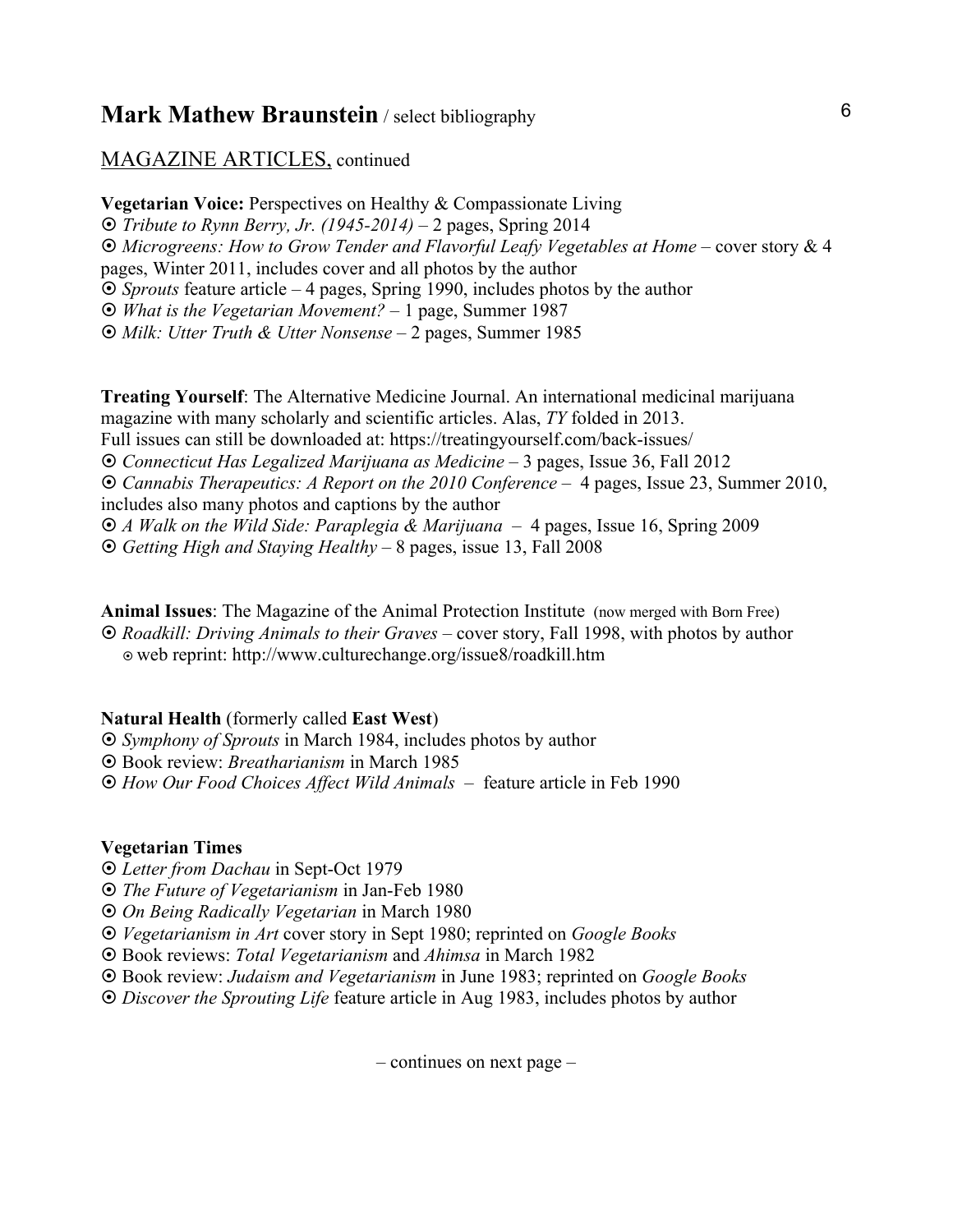## Mark Mathew Braunstein / select bibliography

MAGAZINE ARTICLES, continued

**Vegetarian Voice:** Perspectives on Healthy & Compassionate Living

- *Tribute to Rynn Berry, Jr. (1945-2014)* – 2 pages, Spring 2014
- *Microgreens: How to Grow Tender and Flavorful Leafy Vegetables at Home* – cover story & 4 pages, Winter 2011, includes cover and all photos by the author
- *Sprouts* feature article – 4 pages, Spring 1990, includes photos by the author
- *What is the Vegetarian Movement?* – 1 page, Summer 1987
- *Milk: Utter Truth & Utter Nonsense* – 2 pages, Summer 1985

**Treating Yourself**: The Alternative Medicine Journal. An international medicinal marijuana magazine with many scholarly and scientific articles. Alas, *TY* folded in 2013.
Full issues can still be downloaded at: https://treatingyourself.com/back-issues/

- *Connecticut Has Legalized Marijuana as Medicine* – 3 pages, Issue 36, Fall 2012
- *Cannabis Therapeutics: A Report on the 2010 Conference* – 4 pages, Issue 23, Summer 2010, includes also many photos and captions by the author
- *A Walk on the Wild Side: Paraplegia & Marijuana* – 4 pages, Issue 16, Spring 2009
- *Getting High and Staying Healthy* – 8 pages, issue 13, Fall 2008

**Animal Issues**: The Magazine of the Animal Protection Institute (now merged with Born Free)

- *Roadkill: Driving Animals to their Graves* – cover story, Fall 1998, with photos by author
  - web reprint: http://www.culturechange.org/issue8/roadkill.htm

**Natural Health** (formerly called **East West**)

- *Symphony of Sprouts* in March 1984, includes photos by author
- Book review: *Breatharianism* in March 1985
- *How Our Food Choices Affect Wild Animals* – feature article in Feb 1990

**Vegetarian Times**

- *Letter from Dachau* in Sept-Oct 1979
- *The Future of Vegetarianism* in Jan-Feb 1980
- *On Being Radically Vegetarian* in March 1980
- *Vegetarianism in Art* cover story in Sept 1980; reprinted on *Google Books*
- Book reviews: *Total Vegetarianism* and *Ahimsa* in March 1982
- Book review: *Judaism and Vegetarianism* in June 1983; reprinted on *Google Books*
- *Discover the Sprouting Life* feature article in Aug 1983, includes photos by author

– continues on next page –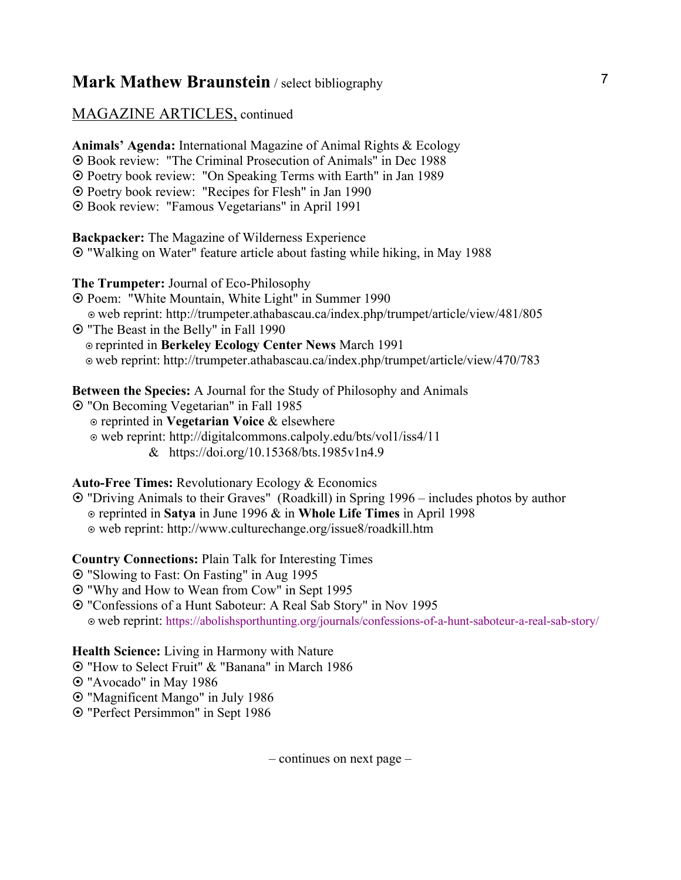## MAGAZINE ARTICLES, continued

**Animals' Agenda:** International Magazine of Animal Rights & Ecology
- Book review: "The Criminal Prosecution of Animals" in Dec 1988
- Poetry book review: "On Speaking Terms with Earth" in Jan 1989
- Poetry book review: "Recipes for Flesh" in Jan 1990
- Book review: "Famous Vegetarians" in April 1991

**Backpacker:** The Magazine of Wilderness Experience
- "Walking on Water" feature article about fasting while hiking, in May 1988

**The Trumpeter:** Journal of Eco-Philosophy
- Poem: "White Mountain, White Light" in Summer 1990
  - web reprint: http://trumpeter.athabascau.ca/index.php/trumpet/article/view/481/805
- "The Beast in the Belly" in Fall 1990
  - reprinted in **Berkeley Ecology Center News** March 1991
  - web reprint: http://trumpeter.athabascau.ca/index.php/trumpet/article/view/470/783

**Between the Species:** A Journal for the Study of Philosophy and Animals
- "On Becoming Vegetarian" in Fall 1985
  - reprinted in **Vegetarian Voice** & elsewhere
  - web reprint: http://digitalcommons.calpoly.edu/bts/vol1/iss4/11
    & https://doi.org/10.15368/bts.1985v1n4.9

**Auto-Free Times:** Revolutionary Ecology & Economics
- "Driving Animals to their Graves" (Roadkill) in Spring 1996 – includes photos by author
  - reprinted in **Satya** in June 1996 & in **Whole Life Times** in April 1998
  - web reprint: http://www.culturechange.org/issue8/roadkill.htm

**Country Connections:** Plain Talk for Interesting Times
- "Slowing to Fast: On Fasting" in Aug 1995
- "Why and How to Wean from Cow" in Sept 1995
- "Confessions of a Hunt Saboteur: A Real Sab Story" in Nov 1995
  - web reprint: https://abolishsporthunting.org/journals/confessions-of-a-hunt-saboteur-a-real-sab-story/

**Health Science:** Living in Harmony with Nature
- "How to Select Fruit" & "Banana" in March 1986
- "Avocado" in May 1986
- "Magnificent Mango" in July 1986
- "Perfect Persimmon" in Sept 1986

– continues on next page –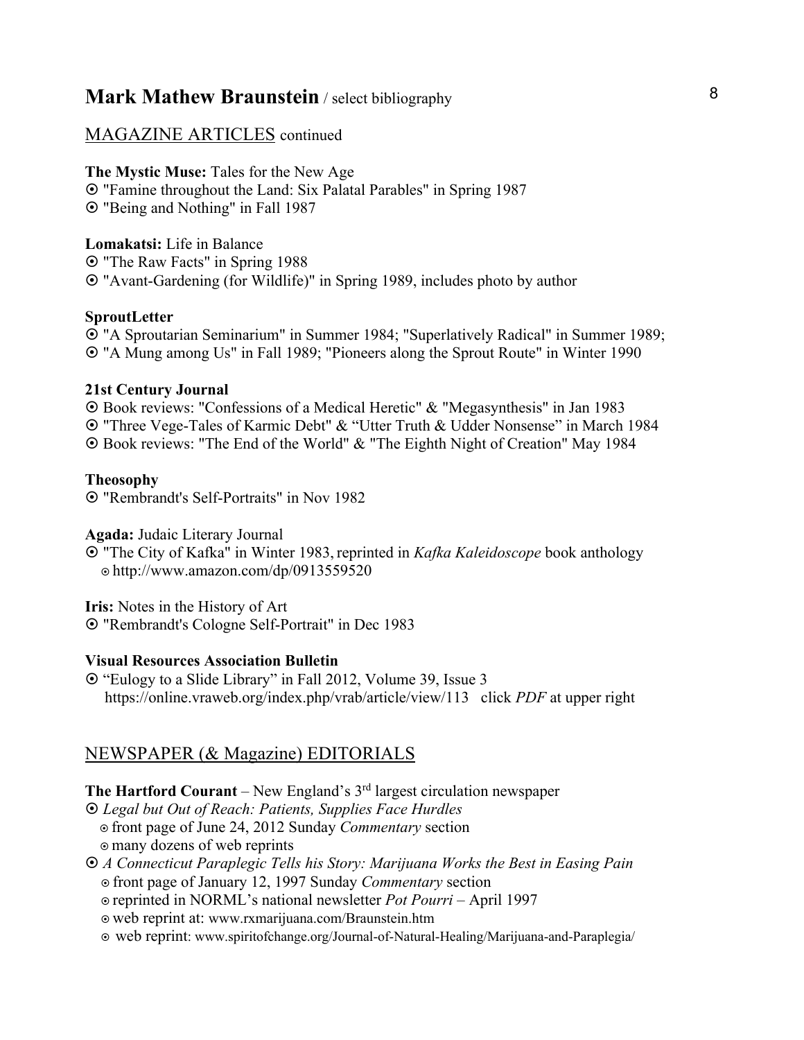## MAGAZINE ARTICLES continued

**The Mystic Muse:** Tales for the New Age

⦿ "Famine throughout the Land: Six Palatal Parables" in Spring 1987

⦿ "Being and Nothing" in Fall 1987

**Lomakatsi:** Life in Balance

⦿ "The Raw Facts" in Spring 1988

⦿ "Avant-Gardening (for Wildlife)" in Spring 1989, includes photo by author

**SproutLetter**

⦿ "A Sproutarian Seminarium" in Summer 1984; "Superlatively Radical" in Summer 1989;

⦿ "A Mung among Us" in Fall 1989; "Pioneers along the Sprout Route" in Winter 1990

**21st Century Journal**

⦿ Book reviews: "Confessions of a Medical Heretic" & "Megasynthesis" in Jan 1983

⦿ "Three Vege-Tales of Karmic Debt" & "Utter Truth & Udder Nonsense" in March 1984

⦿ Book reviews: "The End of the World" & "The Eighth Night of Creation" May 1984

**Theosophy**

⦿ "Rembrandt's Self-Portraits" in Nov 1982

**Agada:** Judaic Literary Journal

⦿ "The City of Kafka" in Winter 1983, reprinted in *Kafka Kaleidoscope* book anthology
  - http://www.amazon.com/dp/0913559520

**Iris:** Notes in the History of Art

⦿ "Rembrandt's Cologne Self-Portrait" in Dec 1983

**Visual Resources Association Bulletin**

⦿ "Eulogy to a Slide Library" in Fall 2012, Volume 39, Issue 3
  https://online.vraweb.org/index.php/vrab/article/view/113 click *PDF* at upper right

## NEWSPAPER (& Magazine) EDITORIALS

**The Hartford Courant** – New England's 3rd largest circulation newspaper

⦿ *Legal but Out of Reach: Patients, Supplies Face Hurdles*
  - front page of June 24, 2012 Sunday *Commentary* section
  - many dozens of web reprints

⦿ *A Connecticut Paraplegic Tells his Story: Marijuana Works the Best in Easing Pain*
  - front page of January 12, 1997 Sunday *Commentary* section
  - reprinted in NORML's national newsletter *Pot Pourri* – April 1997
  - web reprint at: www.rxmarijuana.com/Braunstein.htm
  - web reprint: www.spiritofchange.org/Journal-of-Natural-Healing/Marijuana-and-Paraplegia/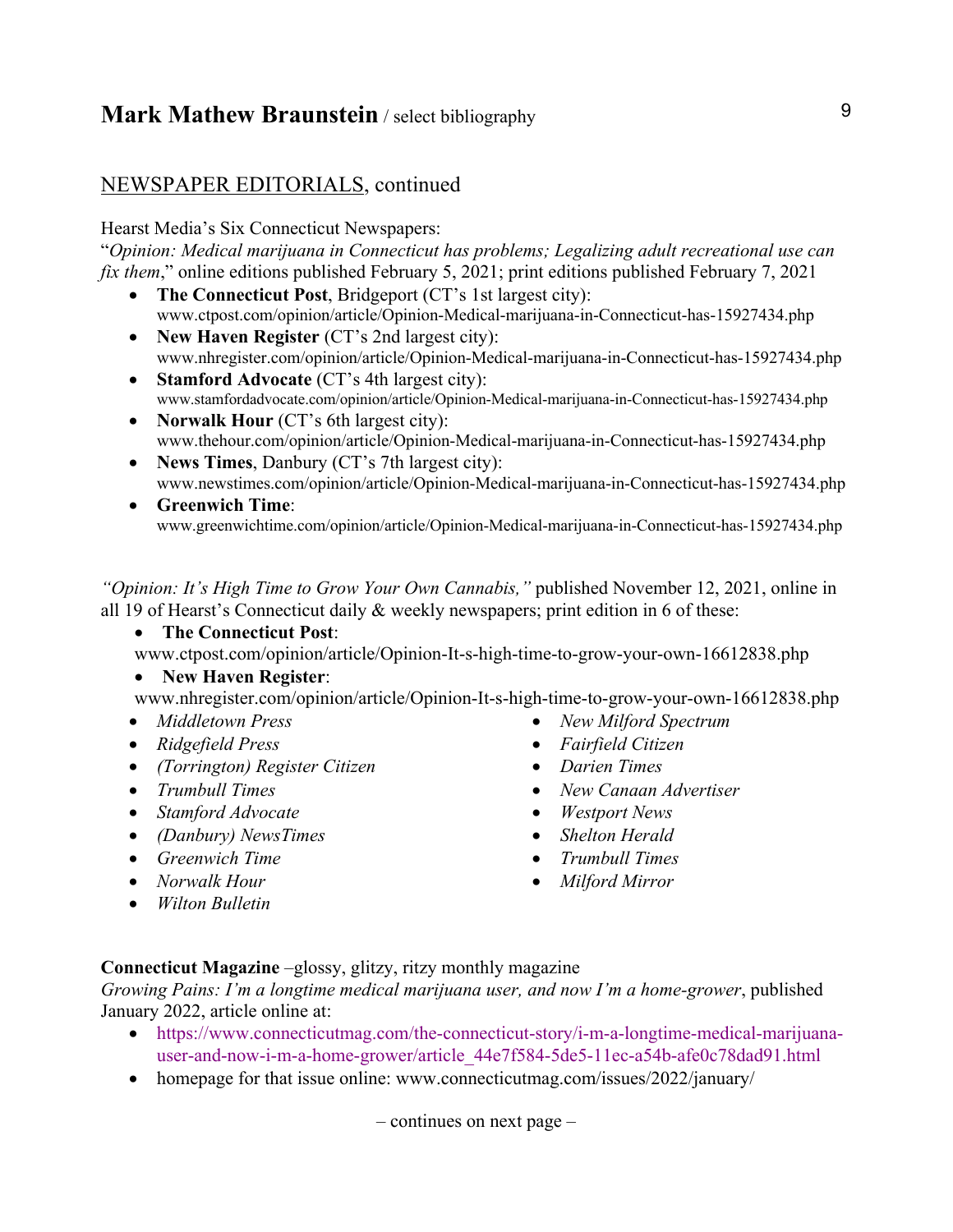## NEWSPAPER EDITORIALS, continued

Hearst Media's Six Connecticut Newspapers:
"*Opinion: Medical marijuana in Connecticut has problems; Legalizing adult recreational use can fix them*," online editions published February 5, 2021; print editions published February 7, 2021

- **The Connecticut Post**, Bridgeport (CT's 1st largest city): www.ctpost.com/opinion/article/Opinion-Medical-marijuana-in-Connecticut-has-15927434.php
- **New Haven Register** (CT's 2nd largest city): www.nhregister.com/opinion/article/Opinion-Medical-marijuana-in-Connecticut-has-15927434.php
- **Stamford Advocate** (CT's 4th largest city): www.stamfordadvocate.com/opinion/article/Opinion-Medical-marijuana-in-Connecticut-has-15927434.php
- **Norwalk Hour** (CT's 6th largest city): www.thehour.com/opinion/article/Opinion-Medical-marijuana-in-Connecticut-has-15927434.php
- **News Times**, Danbury (CT's 7th largest city): www.newstimes.com/opinion/article/Opinion-Medical-marijuana-in-Connecticut-has-15927434.php
- **Greenwich Time**: www.greenwichtime.com/opinion/article/Opinion-Medical-marijuana-in-Connecticut-has-15927434.php

*"Opinion: It's High Time to Grow Your Own Cannabis,"* published November 12, 2021, online in all 19 of Hearst's Connecticut daily & weekly newspapers; print edition in 6 of these:

- **The Connecticut Post**: www.ctpost.com/opinion/article/Opinion-It-s-high-time-to-grow-your-own-16612838.php
- **New Haven Register**: www.nhregister.com/opinion/article/Opinion-It-s-high-time-to-grow-your-own-16612838.php
- *Middletown Press*
- *Ridgefield Press*
- *(Torrington) Register Citizen*
- *Trumbull Times*
- *Stamford Advocate*
- *(Danbury) NewsTimes*
- *Greenwich Time*
- *Norwalk Hour*
- *Wilton Bulletin*
- *New Milford Spectrum*
- *Fairfield Citizen*
- *Darien Times*
- *New Canaan Advertiser*
- *Westport News*
- *Shelton Herald*
- *Trumbull Times*
- *Milford Mirror*

**Connecticut Magazine** –glossy, glitzy, ritzy monthly magazine
*Growing Pains: I'm a longtime medical marijuana user, and now I'm a home-grower*, published January 2022, article online at:

- https://www.connecticutmag.com/the-connecticut-story/i-m-a-longtime-medical-marijuana-user-and-now-i-m-a-home-grower/article_44e7f584-5de5-11ec-a54b-afe0c78dad91.html
- homepage for that issue online: www.connecticutmag.com/issues/2022/january/

– continues on next page –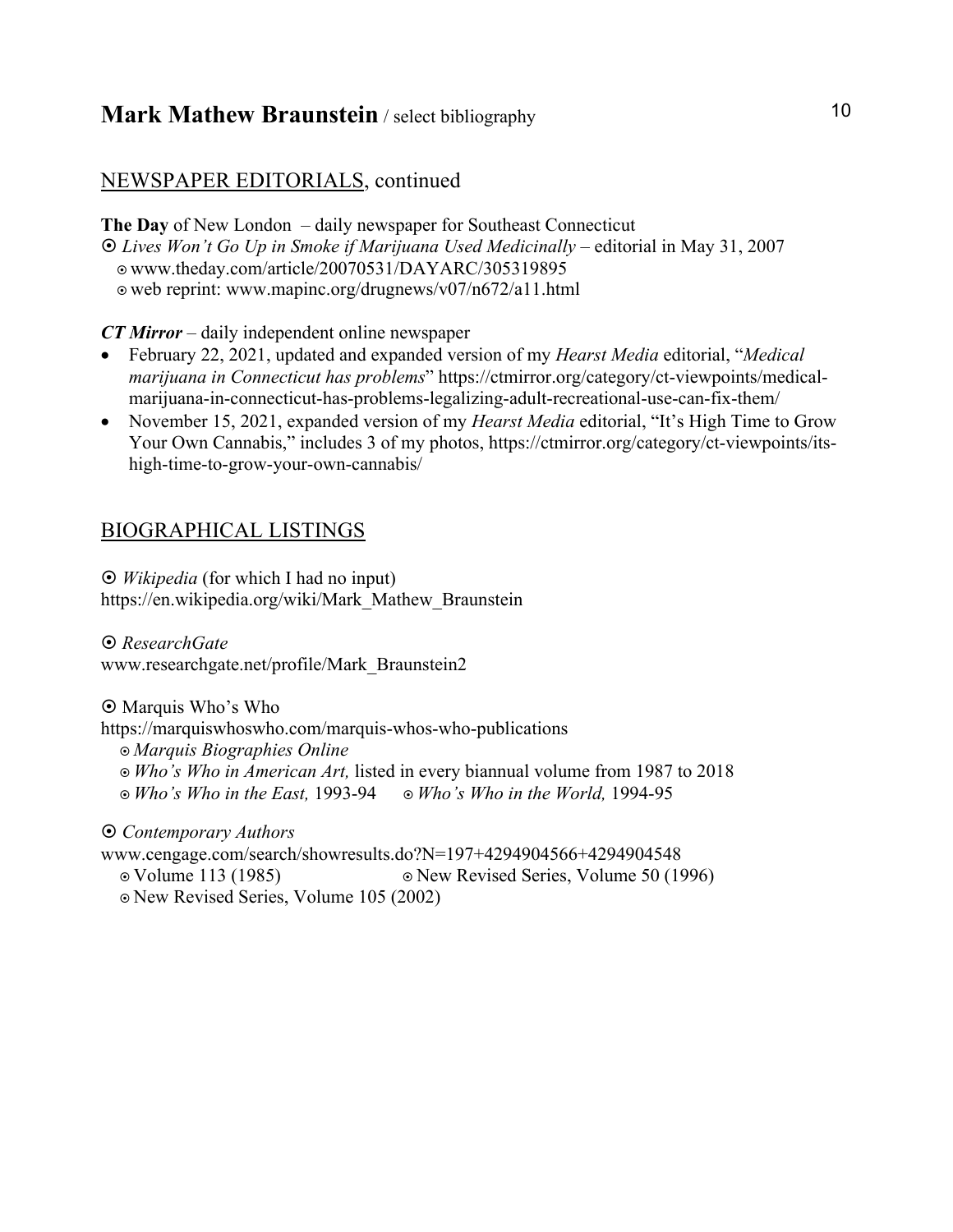## NEWSPAPER EDITORIALS, continued

**The Day** of New London – daily newspaper for Southeast Connecticut

⦿ *Lives Won't Go Up in Smoke if Marijuana Used Medicinally* – editorial in May 31, 2007
- ⊙ www.theday.com/article/20070531/DAYARC/305319895
- ⊙ web reprint: www.mapinc.org/drugnews/v07/n672/a11.html

***CT Mirror*** – daily independent online newspaper

- February 22, 2021, updated and expanded version of my *Hearst Media* editorial, "*Medical marijuana in Connecticut has problems*" https://ctmirror.org/category/ct-viewpoints/medical-marijuana-in-connecticut-has-problems-legalizing-adult-recreational-use-can-fix-them/
- November 15, 2021, expanded version of my *Hearst Media* editorial, "It's High Time to Grow Your Own Cannabis," includes 3 of my photos, https://ctmirror.org/category/ct-viewpoints/its-high-time-to-grow-your-own-cannabis/

## BIOGRAPHICAL LISTINGS

⦿ *Wikipedia* (for which I had no input)
https://en.wikipedia.org/wiki/Mark_Mathew_Braunstein

⦿ *ResearchGate*
www.researchgate.net/profile/Mark_Braunstein2

⦿ Marquis Who's Who
https://marquiswhoswho.com/marquis-whos-who-publications
- ⊙ *Marquis Biographies Online*
- ⊙ *Who's Who in American Art,* listed in every biannual volume from 1987 to 2018
- ⊙ *Who's Who in the East,* 1993-94
- ⊙ *Who's Who in the World,* 1994-95

⦿ *Contemporary Authors*
www.cengage.com/search/showresults.do?N=197+4294904566+4294904548
- ⊙ Volume 113 (1985)
- ⊙ New Revised Series, Volume 50 (1996)
- ⊙ New Revised Series, Volume 105 (2002)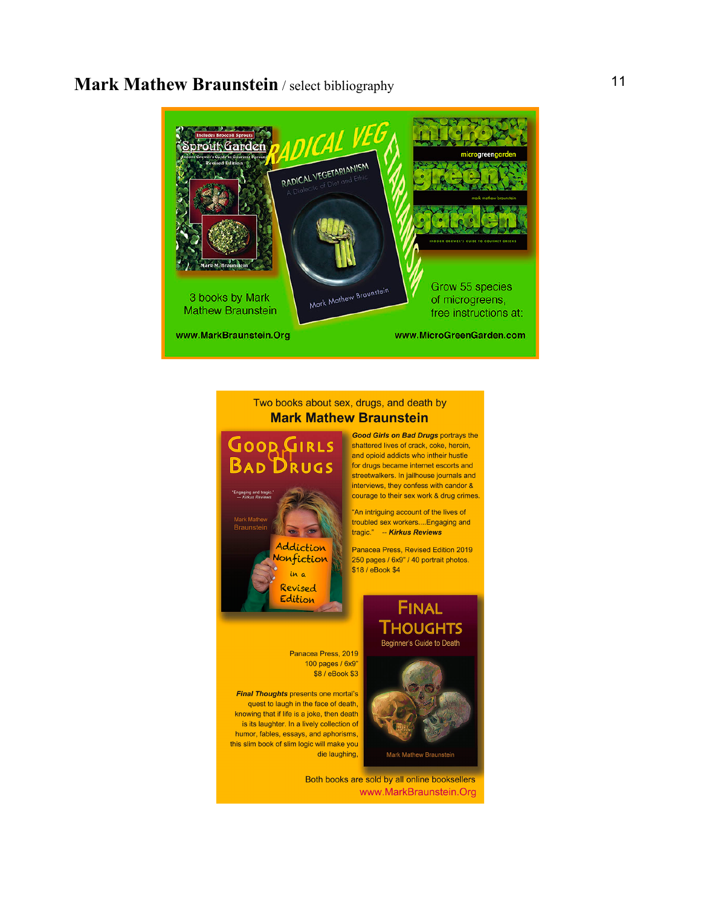# Mark Mathew Braunstein / select bibliography

Includes Broccoli Sprouts

Sprout Garden

Indoor Grower's Guide to Gourmet Sprouts

Revised Edition

Mark M. Braunstein

RADICAL VEGETARIANISM

RADICAL VEGETARIANISM

A Dialectic of Diet and Ethic

Mark Mathew Braunstein

micro green garden

microgreengarden

mark mathew braunstein

INDOOR GROWER'S GUIDE TO GOURMET GREENS

3 books by Mark Mathew Braunstein

Grow 55 species of microgreens, free instructions at:

www.MarkBraunstein.Org

www.MicroGreenGarden.com

Two books about sex, drugs, and death by

**Mark Mathew Braunstein**

GOOD GIRLS ON BAD DRUGS

"Engaging and tragic." — *Kirkus Reviews*

Mark Mathew Braunstein

Addiction Nonfiction in a Revised Edition

***Good Girls on Bad Drugs*** portrays the shattered lives of crack, coke, heroin, and opioid addicts who intheir hustle for drugs became internet escorts and streetwalkers. In jailhouse journals and interviews, they confess with candor & courage to their sex work & drug crimes.

"An intriguing account of the lives of troubled sex workers....Engaging and tragic." -- ***Kirkus Reviews***

Panacea Press, Revised Edition 2019
250 pages / 6x9" / 40 portrait photos.
$18 / eBook $4

FINAL THOUGHTS

Beginner's Guide to Death

Mark Mathew Braunstein

Panacea Press, 2019
100 pages / 6x9"
$8 / eBook $3

***Final Thoughts*** presents one mortal's quest to laugh in the face of death, knowing that if life is a joke, then death is its laughter. In a lively collection of humor, fables, essays, and aphorisms, this slim book of slim logic will make you die laughing,

Both books are sold by all online booksellers
www.MarkBraunstein.Org